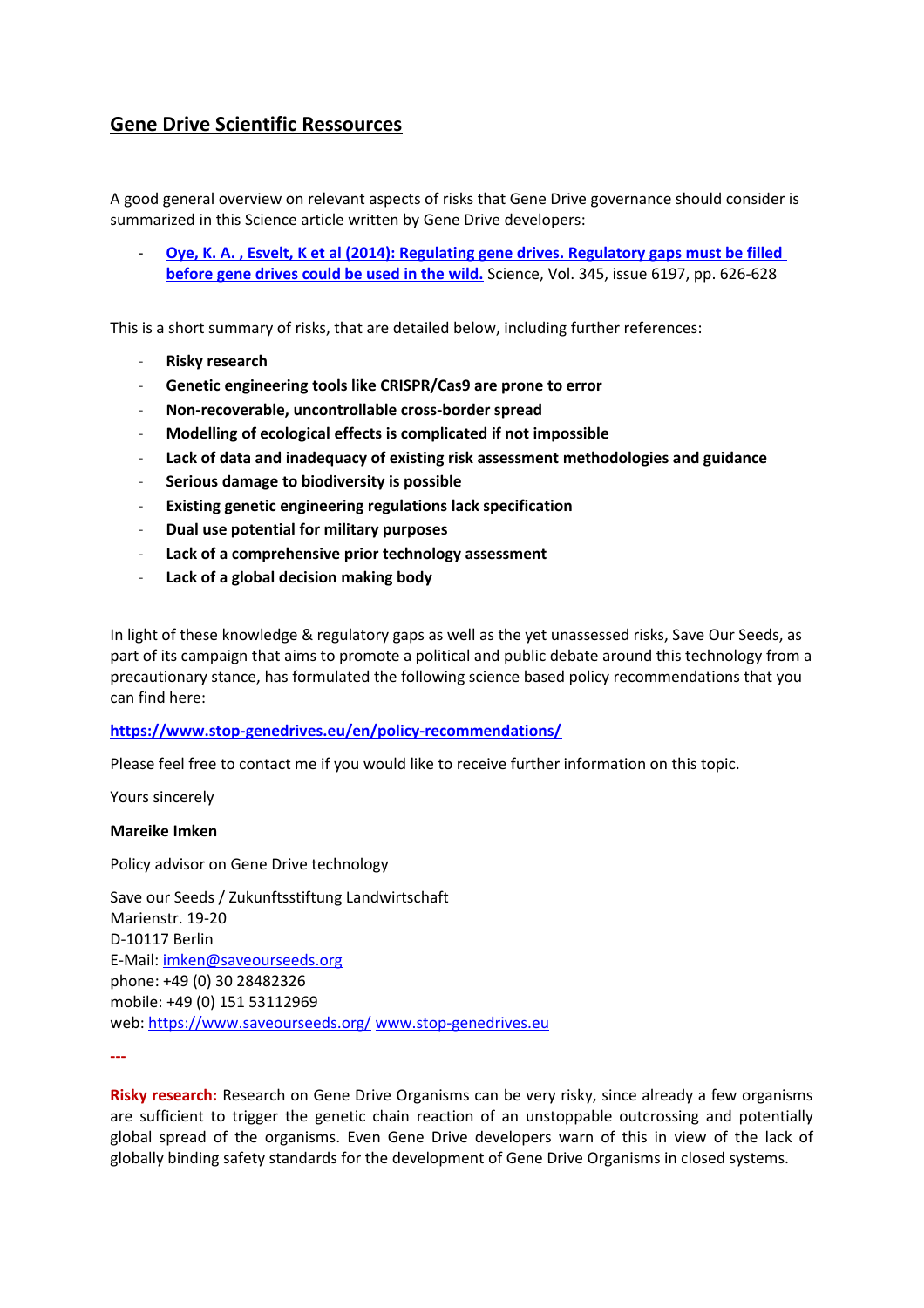## Gene Drive Scientific Ressources

A good general overview on relevant aspects of risks that Gene Drive governance should consider is summarized in this Science article written by Gene Drive developers:

- **Oye, K. A. , Esvelt, K et al (2014): Regulating gene drives. Regulatory gaps must be filled before gene drives could be used in the wild.** Science, Vol. 345, issue 6197, pp. 626-628

This is a short summary of risks, that are detailed below, including further references:

- **Risky research**
- **Genetic engineering tools like CRISPR/Cas9 are prone to error**
- **Non-recoverable, uncontrollable cross-border spread**
- **Modelling of ecological effects is complicated if not impossible**
- **Lack of data and inadequacy of existing risk assessment methodologies and guidance**
- **Serious damage to biodiversity is possible**
- **Existing genetic engineering regulations lack specification**
- **Dual use potential for military purposes**
- **Lack of a comprehensive prior technology assessment**
- **Lack of a global decision making body**

In light of these knowledge & regulatory gaps as well as the yet unassessed risks, Save Our Seeds, as part of its campaign that aims to promote a political and public debate around this technology from a precautionary stance, has formulated the following science based policy recommendations that you can find here:

**https://www.stop-genedrives.eu/en/policy-recommendations/**

Please feel free to contact me if you would like to receive further information on this topic.

Yours sincerely

**Mareike Imken**

Policy advisor on Gene Drive technology

Save our Seeds / Zukunftsstiftung Landwirtschaft
Marienstr. 19-20
D-10117 Berlin
E-Mail: imken@saveourseeds.org
phone: +49 (0) 30 28482326
mobile: +49 (0) 151 53112969
web: https://www.saveourseeds.org/ www.stop-genedrives.eu

---

**Risky research:** Research on Gene Drive Organisms can be very risky, since already a few organisms are sufficient to trigger the genetic chain reaction of an unstoppable outcrossing and potentially global spread of the organisms. Even Gene Drive developers warn of this in view of the lack of globally binding safety standards for the development of Gene Drive Organisms in closed systems.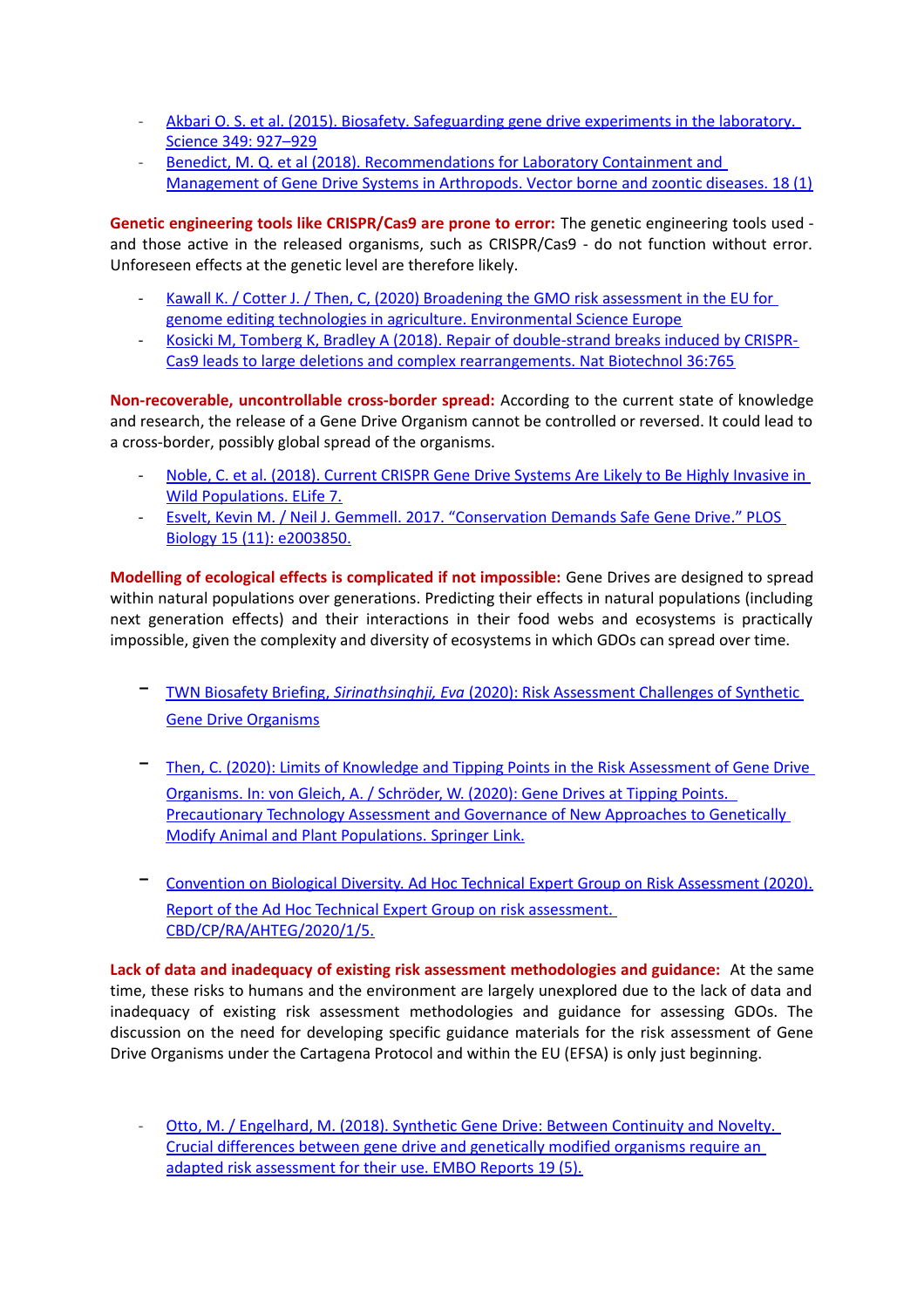- [Akbari O. S. et al. (2015). Biosafety. Safeguarding gene drive experiments in the laboratory. Science 349: 927–929]
- [Benedict, M. Q. et al (2018). Recommendations for Laboratory Containment and Management of Gene Drive Systems in Arthropods. Vector borne and zoontic diseases. 18 (1)]

**Genetic engineering tools like CRISPR/Cas9 are prone to error:** The genetic engineering tools used - and those active in the released organisms, such as CRISPR/Cas9 - do not function without error. Unforeseen effects at the genetic level are therefore likely.

- [Kawall K. / Cotter J. / Then, C, (2020) Broadening the GMO risk assessment in the EU for genome editing technologies in agriculture. Environmental Science Europe]
- [Kosicki M, Tomberg K, Bradley A (2018). Repair of double-strand breaks induced by CRISPR-Cas9 leads to large deletions and complex rearrangements. Nat Biotechnol 36:765]

**Non-recoverable, uncontrollable cross-border spread:** According to the current state of knowledge and research, the release of a Gene Drive Organism cannot be controlled or reversed. It could lead to a cross-border, possibly global spread of the organisms.

- [Noble, C. et al. (2018). Current CRISPR Gene Drive Systems Are Likely to Be Highly Invasive in Wild Populations. ELife 7.]
- [Esvelt, Kevin M. / Neil J. Gemmell. 2017. "Conservation Demands Safe Gene Drive." PLOS Biology 15 (11): e2003850.]

**Modelling of ecological effects is complicated if not impossible:** Gene Drives are designed to spread within natural populations over generations. Predicting their effects in natural populations (including next generation effects) and their interactions in their food webs and ecosystems is practically impossible, given the complexity and diversity of ecosystems in which GDOs can spread over time.

- [TWN Biosafety Briefing, *Sirinathsinghji, Eva* (2020): Risk Assessment Challenges of Synthetic Gene Drive Organisms]
- [Then, C. (2020): Limits of Knowledge and Tipping Points in the Risk Assessment of Gene Drive Organisms. In: von Gleich, A. / Schröder, W. (2020): Gene Drives at Tipping Points. Precautionary Technology Assessment and Governance of New Approaches to Genetically Modify Animal and Plant Populations. Springer Link.]
- [Convention on Biological Diversity. Ad Hoc Technical Expert Group on Risk Assessment (2020). Report of the Ad Hoc Technical Expert Group on risk assessment. CBD/CP/RA/AHTEG/2020/1/5.]

**Lack of data and inadequacy of existing risk assessment methodologies and guidance:** At the same time, these risks to humans and the environment are largely unexplored due to the lack of data and inadequacy of existing risk assessment methodologies and guidance for assessing GDOs. The discussion on the need for developing specific guidance materials for the risk assessment of Gene Drive Organisms under the Cartagena Protocol and within the EU (EFSA) is only just beginning.

- [Otto, M. / Engelhard, M. (2018). Synthetic Gene Drive: Between Continuity and Novelty. Crucial differences between gene drive and genetically modified organisms require an adapted risk assessment for their use. EMBO Reports 19 (5).]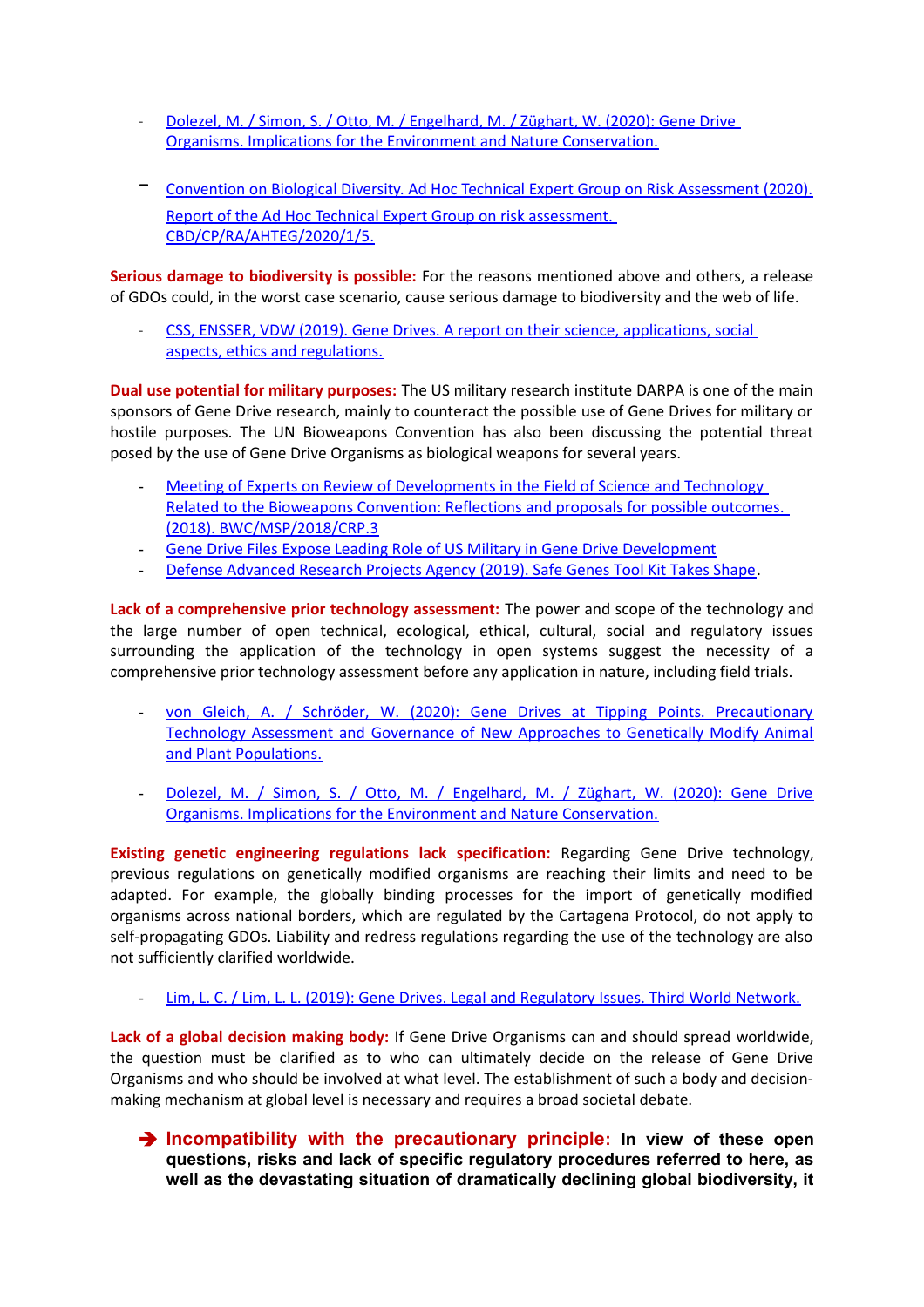- Dolezel, M. / Simon, S. / Otto, M. / Engelhard, M. / Züghart, W. (2020): Gene Drive Organisms. Implications for the Environment and Nature Conservation.
- Convention on Biological Diversity. Ad Hoc Technical Expert Group on Risk Assessment (2020). Report of the Ad Hoc Technical Expert Group on risk assessment. CBD/CP/RA/AHTEG/2020/1/5.

**Serious damage to biodiversity is possible:** For the reasons mentioned above and others, a release of GDOs could, in the worst case scenario, cause serious damage to biodiversity and the web of life.

- CSS, ENSSER, VDW (2019). Gene Drives. A report on their science, applications, social aspects, ethics and regulations.

**Dual use potential for military purposes:** The US military research institute DARPA is one of the main sponsors of Gene Drive research, mainly to counteract the possible use of Gene Drives for military or hostile purposes. The UN Bioweapons Convention has also been discussing the potential threat posed by the use of Gene Drive Organisms as biological weapons for several years.

- Meeting of Experts on Review of Developments in the Field of Science and Technology Related to the Bioweapons Convention: Reflections and proposals for possible outcomes. (2018). BWC/MSP/2018/CRP.3
- Gene Drive Files Expose Leading Role of US Military in Gene Drive Development
- Defense Advanced Research Projects Agency (2019). Safe Genes Tool Kit Takes Shape.

**Lack of a comprehensive prior technology assessment:** The power and scope of the technology and the large number of open technical, ecological, ethical, cultural, social and regulatory issues surrounding the application of the technology in open systems suggest the necessity of a comprehensive prior technology assessment before any application in nature, including field trials.

- von Gleich, A. / Schröder, W. (2020): Gene Drives at Tipping Points. Precautionary Technology Assessment and Governance of New Approaches to Genetically Modify Animal and Plant Populations.
- Dolezel, M. / Simon, S. / Otto, M. / Engelhard, M. / Züghart, W. (2020): Gene Drive Organisms. Implications for the Environment and Nature Conservation.

**Existing genetic engineering regulations lack specification:** Regarding Gene Drive technology, previous regulations on genetically modified organisms are reaching their limits and need to be adapted. For example, the globally binding processes for the import of genetically modified organisms across national borders, which are regulated by the Cartagena Protocol, do not apply to self-propagating GDOs. Liability and redress regulations regarding the use of the technology are also not sufficiently clarified worldwide.

- Lim, L. C. / Lim, L. L. (2019): Gene Drives. Legal and Regulatory Issues. Third World Network.

**Lack of a global decision making body:** If Gene Drive Organisms can and should spread worldwide, the question must be clarified as to who can ultimately decide on the release of Gene Drive Organisms and who should be involved at what level. The establishment of such a body and decision-making mechanism at global level is necessary and requires a broad societal debate.

➔ **Incompatibility with the precautionary principle: In view of these open questions, risks and lack of specific regulatory procedures referred to here, as well as the devastating situation of dramatically declining global biodiversity, it**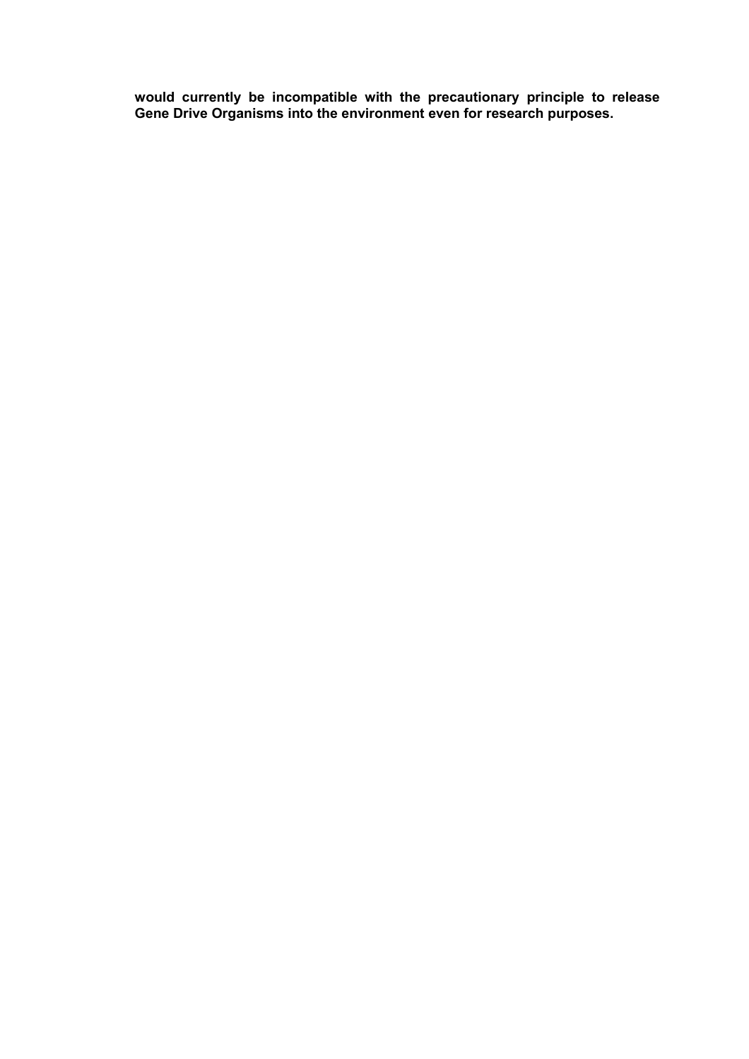**would currently be incompatible with the precautionary principle to release Gene Drive Organisms into the environment even for research purposes.**